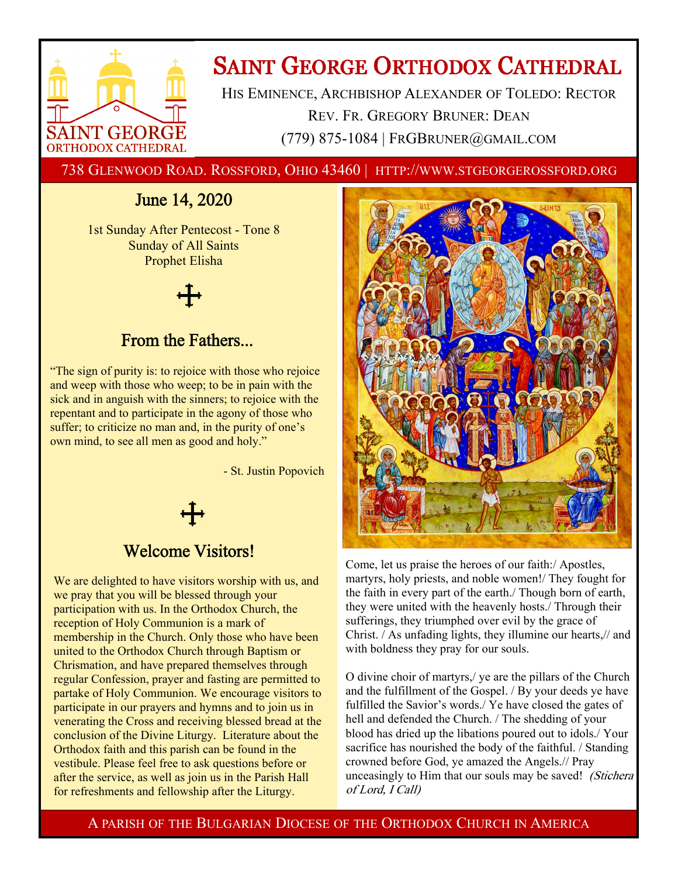# Saint George Orthodox Cathedral

His Eminence, Archbishop Alexander of Toledo: Rector

Rev. Fr. Gregory Bruner: Dean

(779) 875-1084 | FrGBruner@gmail.com

738 Glenwood Road. Rossford, Ohio 43460 | http://www.stgeorgerossford.org

## June 14, 2020

1st Sunday After Pentecost - Tone 8
Sunday of All Saints
Prophet Elisha

## From the Fathers...

"The sign of purity is: to rejoice with those who rejoice and weep with those who weep; to be in pain with the sick and in anguish with the sinners; to rejoice with the repentant and to participate in the agony of those who suffer; to criticize no man and, in the purity of one's own mind, to see all men as good and holy."

- St. Justin Popovich

## Welcome Visitors!

We are delighted to have visitors worship with us, and we pray that you will be blessed through your participation with us. In the Orthodox Church, the reception of Holy Communion is a mark of membership in the Church. Only those who have been united to the Orthodox Church through Baptism or Chrismation, and have prepared themselves through regular Confession, prayer and fasting are permitted to partake of Holy Communion. We encourage visitors to participate in our prayers and hymns and to join us in venerating the Cross and receiving blessed bread at the conclusion of the Divine Liturgy. Literature about the Orthodox faith and this parish can be found in the vestibule. Please feel free to ask questions before or after the service, as well as join us in the Parish Hall for refreshments and fellowship after the Liturgy.

Come, let us praise the heroes of our faith:/ Apostles, martyrs, holy priests, and noble women!/ They fought for the faith in every part of the earth./ Though born of earth, they were united with the heavenly hosts./ Through their sufferings, they triumphed over evil by the grace of Christ. / As unfading lights, they illumine our hearts,// and with boldness they pray for our souls.

O divine choir of martyrs,/ ye are the pillars of the Church and the fulfillment of the Gospel. / By your deeds ye have fulfilled the Savior's words./ Ye have closed the gates of hell and defended the Church. / The shedding of your blood has dried up the libations poured out to idols./ Your sacrifice has nourished the body of the faithful. / Standing crowned before God, ye amazed the Angels.// Pray unceasingly to Him that our souls may be saved! *(Stichera of Lord, I Call)*

A parish of the Bulgarian Diocese of the Orthodox Church in America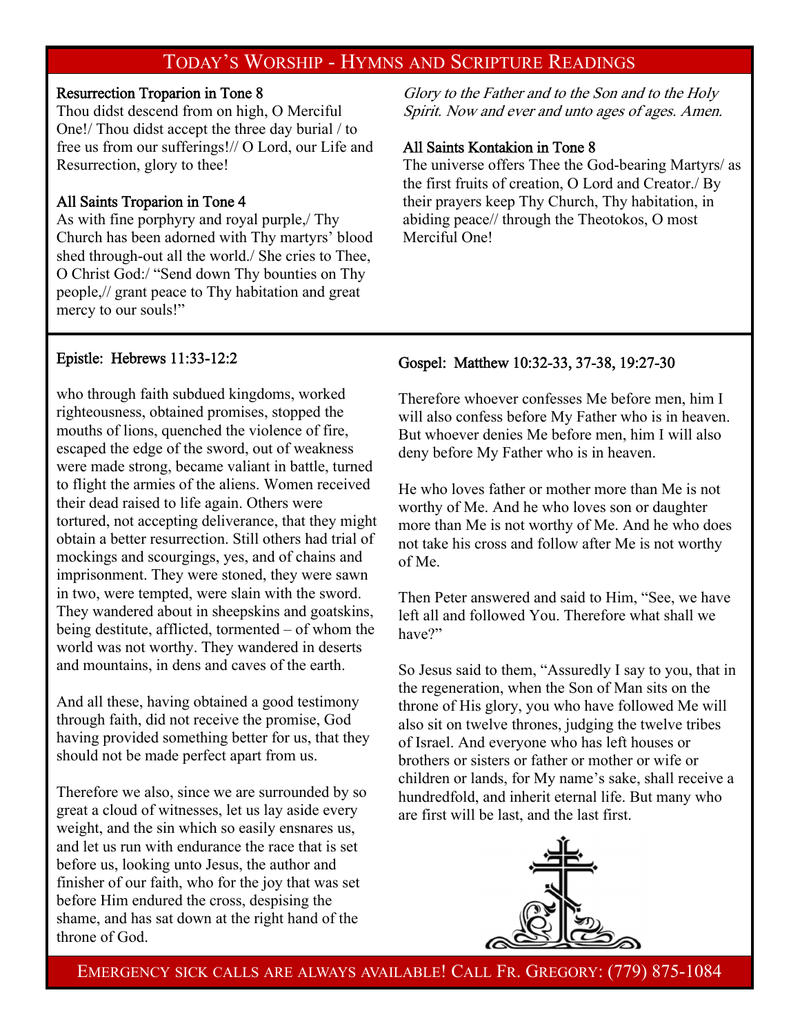## Today's Worship - Hymns and Scripture Readings

**Resurrection Troparion in Tone 8**
Thou didst descend from on high, O Merciful One!/ Thou didst accept the three day burial / to free us from our sufferings!// O Lord, our Life and Resurrection, glory to thee!

**All Saints Troparion in Tone 4**
As with fine porphyry and royal purple,/ Thy Church has been adorned with Thy martyrs' blood shed through-out all the world./ She cries to Thee, O Christ God:/ "Send down Thy bounties on Thy people,// grant peace to Thy habitation and great mercy to our souls!"

*Glory to the Father and to the Son and to the Holy Spirit. Now and ever and unto ages of ages. Amen.*

**All Saints Kontakion in Tone 8**
The universe offers Thee the God-bearing Martyrs/ as the first fruits of creation, O Lord and Creator./ By their prayers keep Thy Church, Thy habitation, in abiding peace// through the Theotokos, O most Merciful One!

**Epistle: Hebrews 11:33-12:2**

who through faith subdued kingdoms, worked righteousness, obtained promises, stopped the mouths of lions, quenched the violence of fire, escaped the edge of the sword, out of weakness were made strong, became valiant in battle, turned to flight the armies of the aliens. Women received their dead raised to life again. Others were tortured, not accepting deliverance, that they might obtain a better resurrection. Still others had trial of mockings and scourgings, yes, and of chains and imprisonment. They were stoned, they were sawn in two, were tempted, were slain with the sword. They wandered about in sheepskins and goatskins, being destitute, afflicted, tormented – of whom the world was not worthy. They wandered in deserts and mountains, in dens and caves of the earth.

And all these, having obtained a good testimony through faith, did not receive the promise, God having provided something better for us, that they should not be made perfect apart from us.

Therefore we also, since we are surrounded by so great a cloud of witnesses, let us lay aside every weight, and the sin which so easily ensnares us, and let us run with endurance the race that is set before us, looking unto Jesus, the author and finisher of our faith, who for the joy that was set before Him endured the cross, despising the shame, and has sat down at the right hand of the throne of God.

**Gospel: Matthew 10:32-33, 37-38, 19:27-30**

Therefore whoever confesses Me before men, him I will also confess before My Father who is in heaven. But whoever denies Me before men, him I will also deny before My Father who is in heaven.

He who loves father or mother more than Me is not worthy of Me. And he who loves son or daughter more than Me is not worthy of Me. And he who does not take his cross and follow after Me is not worthy of Me.

Then Peter answered and said to Him, "See, we have left all and followed You. Therefore what shall we have?"

So Jesus said to them, "Assuredly I say to you, that in the regeneration, when the Son of Man sits on the throne of His glory, you who have followed Me will also sit on twelve thrones, judging the twelve tribes of Israel. And everyone who has left houses or brothers or sisters or father or mother or wife or children or lands, for My name's sake, shall receive a hundredfold, and inherit eternal life. But many who are first will be last, and the last first.

Emergency sick calls are always available! Call Fr. Gregory: (779) 875-1084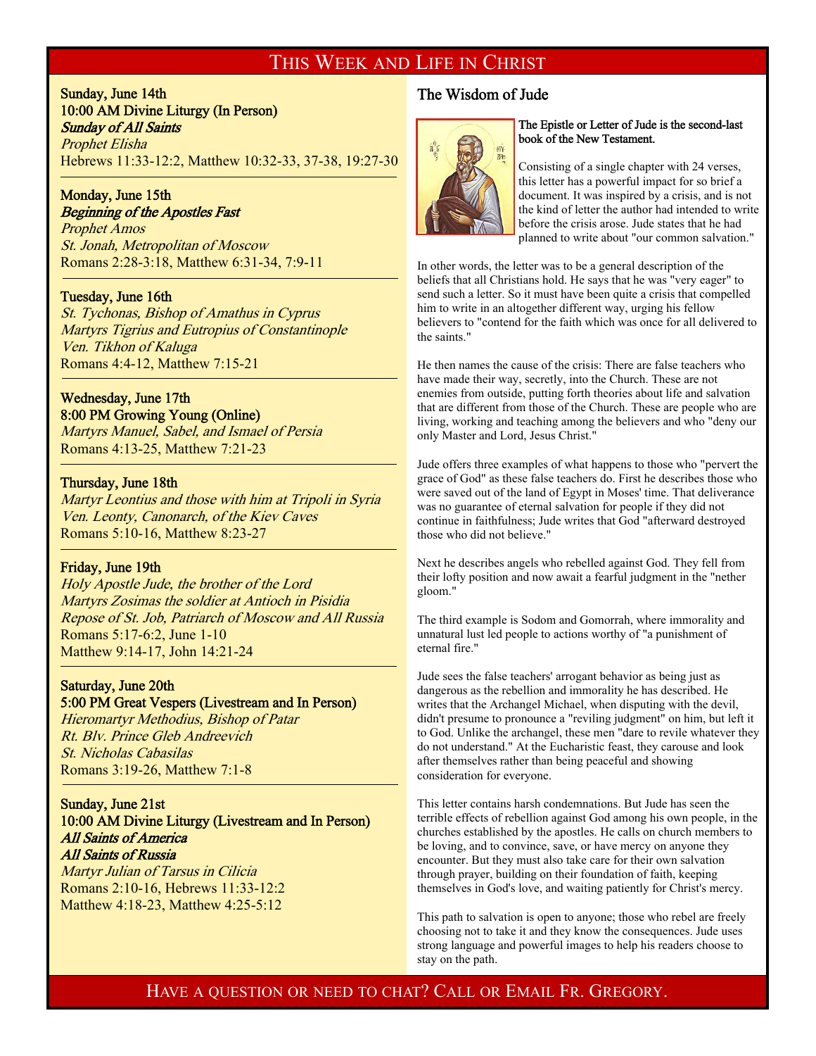# This Week and Life in Christ

**Sunday, June 14th**
**10:00 AM Divine Liturgy (In Person)**
***Sunday of All Saints***
*Prophet Elisha*
Hebrews 11:33-12:2, Matthew 10:32-33, 37-38, 19:27-30

---

**Monday, June 15th**
***Beginning of the Apostles Fast***
*Prophet Amos*
*St. Jonah, Metropolitan of Moscow*
Romans 2:28-3:18, Matthew 6:31-34, 7:9-11

---

**Tuesday, June 16th**
*St. Tychonas, Bishop of Amathus in Cyprus*
*Martyrs Tigrius and Eutropius of Constantinople*
*Ven. Tikhon of Kaluga*
Romans 4:4-12, Matthew 7:15-21

---

**Wednesday, June 17th**
**8:00 PM Growing Young (Online)**
*Martyrs Manuel, Sabel, and Ismael of Persia*
Romans 4:13-25, Matthew 7:21-23

---

**Thursday, June 18th**
*Martyr Leontius and those with him at Tripoli in Syria*
*Ven. Leonty, Canonarch, of the Kiev Caves*
Romans 5:10-16, Matthew 8:23-27

---

**Friday, June 19th**
*Holy Apostle Jude, the brother of the Lord*
*Martyrs Zosimas the soldier at Antioch in Pisidia*
*Repose of St. Job, Patriarch of Moscow and All Russia*
Romans 5:17-6:2, June 1-10
Matthew 9:14-17, John 14:21-24

---

**Saturday, June 20th**
**5:00 PM Great Vespers (Livestream and In Person)**
*Hieromartyr Methodius, Bishop of Patar*
*Rt. Blv. Prince Gleb Andreevich*
*St. Nicholas Cabasilas*
Romans 3:19-26, Matthew 7:1-8

---

**Sunday, June 21st**
**10:00 AM Divine Liturgy (Livestream and In Person)**
***All Saints of America***
***All Saints of Russia***
*Martyr Julian of Tarsus in Cilicia*
Romans 2:10-16, Hebrews 11:33-12:2
Matthew 4:18-23, Matthew 4:25-5:12

## The Wisdom of Jude

The Epistle or Letter of Jude is the second-last book of the New Testament.

Consisting of a single chapter with 24 verses, this letter has a powerful impact for so brief a document. It was inspired by a crisis, and is not the kind of letter the author had intended to write before the crisis arose. Jude states that he had planned to write about "our common salvation."

In other words, the letter was to be a general description of the beliefs that all Christians hold. He says that he was "very eager" to send such a letter. So it must have been quite a crisis that compelled him to write in an altogether different way, urging his fellow believers to "contend for the faith which was once for all delivered to the saints."

He then names the cause of the crisis: There are false teachers who have made their way, secretly, into the Church. These are not enemies from outside, putting forth theories about life and salvation that are different from those of the Church. These are people who are living, working and teaching among the believers and who "deny our only Master and Lord, Jesus Christ."

Jude offers three examples of what happens to those who "pervert the grace of God" as these false teachers do. First he describes those who were saved out of the land of Egypt in Moses' time. That deliverance was no guarantee of eternal salvation for people if they did not continue in faithfulness; Jude writes that God "afterward destroyed those who did not believe."

Next he describes angels who rebelled against God. They fell from their lofty position and now await a fearful judgment in the "nether gloom."

The third example is Sodom and Gomorrah, where immorality and unnatural lust led people to actions worthy of "a punishment of eternal fire."

Jude sees the false teachers' arrogant behavior as being just as dangerous as the rebellion and immorality he has described. He writes that the Archangel Michael, when disputing with the devil, didn't presume to pronounce a "reviling judgment" on him, but left it to God. Unlike the archangel, these men "dare to revile whatever they do not understand." At the Eucharistic feast, they carouse and look after themselves rather than being peaceful and showing consideration for everyone.

This letter contains harsh condemnations. But Jude has seen the terrible effects of rebellion against God among his own people, in the churches established by the apostles. He calls on church members to be loving, and to convince, save, or have mercy on anyone they encounter. But they must also take care for their own salvation through prayer, building on their foundation of faith, keeping themselves in God's love, and waiting patiently for Christ's mercy.

This path to salvation is open to anyone; those who rebel are freely choosing not to take it and they know the consequences. Jude uses strong language and powerful images to help his readers choose to stay on the path.

Have a question or need to chat? Call or Email Fr. Gregory.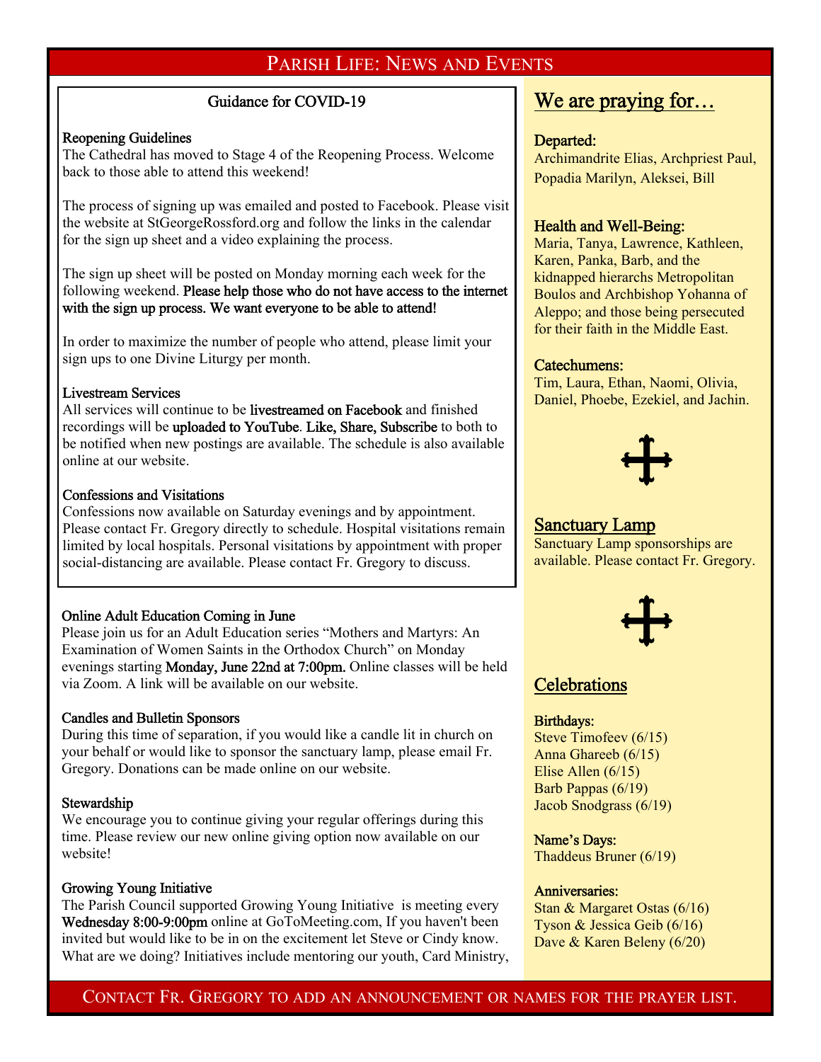# Parish Life: News and Events

## Guidance for COVID-19

### Reopening Guidelines

The Cathedral has moved to Stage 4 of the Reopening Process. Welcome back to those able to attend this weekend!

The process of signing up was emailed and posted to Facebook. Please visit the website at StGeorgeRossford.org and follow the links in the calendar for the sign up sheet and a video explaining the process.

The sign up sheet will be posted on Monday morning each week for the following weekend. Please help those who do not have access to the internet with the sign up process. We want everyone to be able to attend!

In order to maximize the number of people who attend, please limit your sign ups to one Divine Liturgy per month.

### Livestream Services

All services will continue to be livestreamed on Facebook and finished recordings will be uploaded to YouTube. Like, Share, Subscribe to both to be notified when new postings are available. The schedule is also available online at our website.

### Confessions and Visitations

Confessions now available on Saturday evenings and by appointment. Please contact Fr. Gregory directly to schedule. Hospital visitations remain limited by local hospitals. Personal visitations by appointment with proper social-distancing are available. Please contact Fr. Gregory to discuss.

### Online Adult Education Coming in June

Please join us for an Adult Education series "Mothers and Martyrs: An Examination of Women Saints in the Orthodox Church" on Monday evenings starting Monday, June 22nd at 7:00pm. Online classes will be held via Zoom. A link will be available on our website.

### Candles and Bulletin Sponsors

During this time of separation, if you would like a candle lit in church on your behalf or would like to sponsor the sanctuary lamp, please email Fr. Gregory. Donations can be made online on our website.

### Stewardship

We encourage you to continue giving your regular offerings during this time. Please review our new online giving option now available on our website!

### Growing Young Initiative

The Parish Council supported Growing Young Initiative is meeting every Wednesday 8:00-9:00pm online at GoToMeeting.com, If you haven't been invited but would like to be in on the excitement let Steve or Cindy know. What are we doing? Initiatives include mentoring our youth, Card Ministry,

## We are praying for…

### Departed:

Archimandrite Elias, Archpriest Paul, Popadia Marilyn, Aleksei, Bill

### Health and Well-Being:

Maria, Tanya, Lawrence, Kathleen, Karen, Panka, Barb, and the kidnapped hierarchs Metropolitan Boulos and Archbishop Yohanna of Aleppo; and those being persecuted for their faith in the Middle East.

### Catechumens:

Tim, Laura, Ethan, Naomi, Olivia, Daniel, Phoebe, Ezekiel, and Jachin.

## Sanctuary Lamp

Sanctuary Lamp sponsorships are available. Please contact Fr. Gregory.

## Celebrations

### Birthdays:

Steve Timofeev (6/15)
Anna Ghareeb (6/15)
Elise Allen (6/15)
Barb Pappas (6/19)
Jacob Snodgrass (6/19)

### Name's Days:

Thaddeus Bruner (6/19)

### Anniversaries:

Stan & Margaret Ostas (6/16)
Tyson & Jessica Geib (6/16)
Dave & Karen Beleny (6/20)

Contact Fr. Gregory to add an announcement or names for the prayer list.